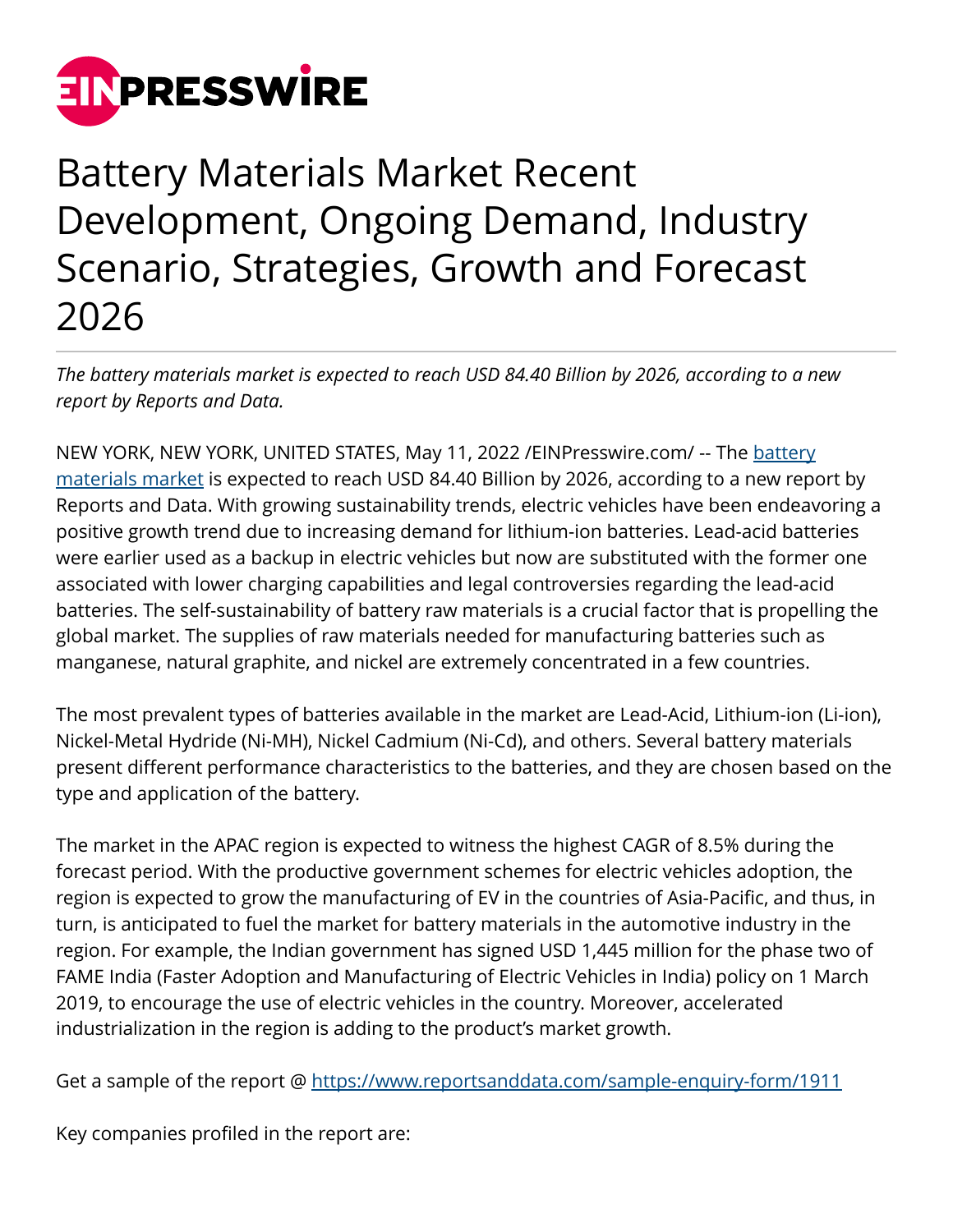# Battery Materials Market Recent Development, Ongoing Demand, Industry Scenario, Strategies, Growth and Forecast 2026

*The battery materials market is expected to reach USD 84.40 Billion by 2026, according to a new report by Reports and Data.*

NEW YORK, NEW YORK, UNITED STATES, May 11, 2022 /EINPresswire.com/ -- The [battery materials market](https://www.reportsanddata.com) is expected to reach USD 84.40 Billion by 2026, according to a new report by Reports and Data. With growing sustainability trends, electric vehicles have been endeavoring a positive growth trend due to increasing demand for lithium-ion batteries. Lead-acid batteries were earlier used as a backup in electric vehicles but now are substituted with the former one associated with lower charging capabilities and legal controversies regarding the lead-acid batteries. The self-sustainability of battery raw materials is a crucial factor that is propelling the global market. The supplies of raw materials needed for manufacturing batteries such as manganese, natural graphite, and nickel are extremely concentrated in a few countries.

The most prevalent types of batteries available in the market are Lead-Acid, Lithium-ion (Li-ion), Nickel-Metal Hydride (Ni-MH), Nickel Cadmium (Ni-Cd), and others. Several battery materials present different performance characteristics to the batteries, and they are chosen based on the type and application of the battery.

The market in the APAC region is expected to witness the highest CAGR of 8.5% during the forecast period. With the productive government schemes for electric vehicles adoption, the region is expected to grow the manufacturing of EV in the countries of Asia-Pacific, and thus, in turn, is anticipated to fuel the market for battery materials in the automotive industry in the region. For example, the Indian government has signed USD 1,445 million for the phase two of FAME India (Faster Adoption and Manufacturing of Electric Vehicles in India) policy on 1 March 2019, to encourage the use of electric vehicles in the country. Moreover, accelerated industrialization in the region is adding to the product's market growth.

Get a sample of the report @ https://www.reportsanddata.com/sample-enquiry-form/1911

Key companies profiled in the report are: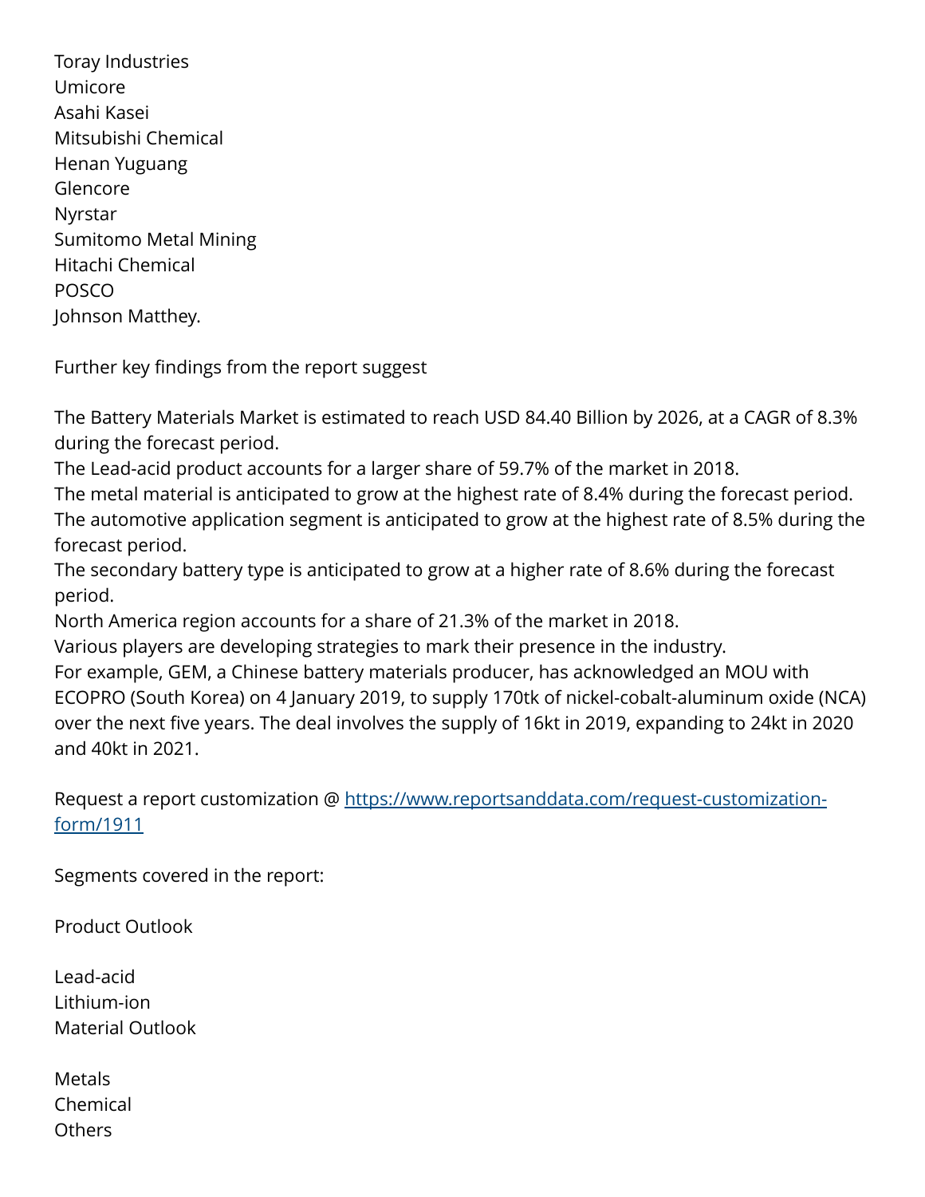Toray Industries
Umicore
Asahi Kasei
Mitsubishi Chemical
Henan Yuguang
Glencore
Nyrstar
Sumitomo Metal Mining
Hitachi Chemical
POSCO
Johnson Matthey.

Further key findings from the report suggest

The Battery Materials Market is estimated to reach USD 84.40 Billion by 2026, at a CAGR of 8.3% during the forecast period.
The Lead-acid product accounts for a larger share of 59.7% of the market in 2018.
The metal material is anticipated to grow at the highest rate of 8.4% during the forecast period.
The automotive application segment is anticipated to grow at the highest rate of 8.5% during the forecast period.
The secondary battery type is anticipated to grow at a higher rate of 8.6% during the forecast period.
North America region accounts for a share of 21.3% of the market in 2018.
Various players are developing strategies to mark their presence in the industry.
For example, GEM, a Chinese battery materials producer, has acknowledged an MOU with ECOPRO (South Korea) on 4 January 2019, to supply 170tk of nickel-cobalt-aluminum oxide (NCA) over the next five years. The deal involves the supply of 16kt in 2019, expanding to 24kt in 2020 and 40kt in 2021.

Request a report customization @ [https://www.reportsanddata.com/request-customization-form/1911](https://www.reportsanddata.com/request-customization-form/1911)

Segments covered in the report:

Product Outlook

Lead-acid
Lithium-ion
Material Outlook

Metals
Chemical
Others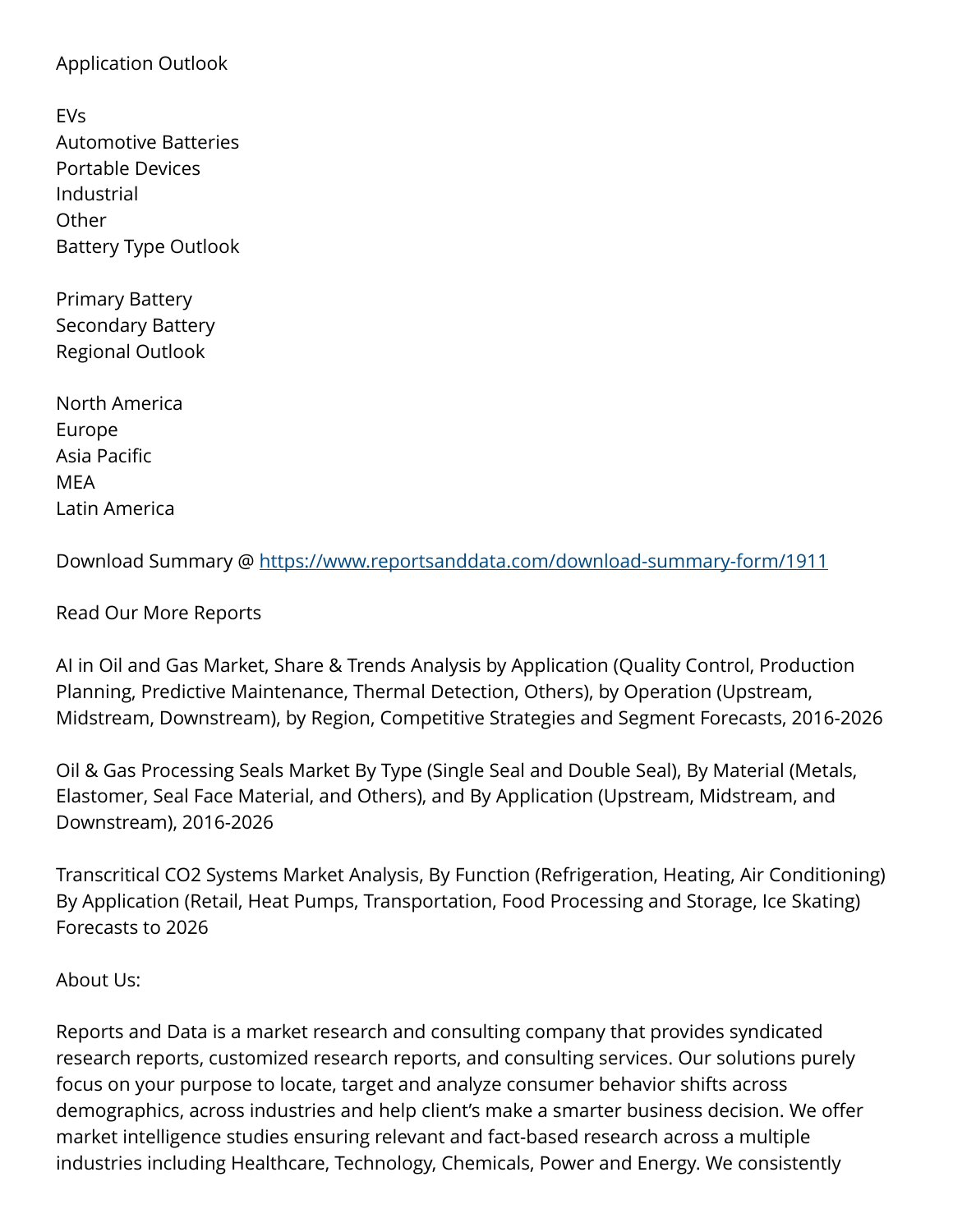Application Outlook

EVs
Automotive Batteries
Portable Devices
Industrial
Other
Battery Type Outlook

Primary Battery
Secondary Battery
Regional Outlook

North America
Europe
Asia Pacific
MEA
Latin America

Download Summary @ [https://www.reportsanddata.com/download-summary-form/1911](https://www.reportsanddata.com/download-summary-form/1911)

Read Our More Reports

AI in Oil and Gas Market, Share & Trends Analysis by Application (Quality Control, Production Planning, Predictive Maintenance, Thermal Detection, Others), by Operation (Upstream, Midstream, Downstream), by Region, Competitive Strategies and Segment Forecasts, 2016-2026

Oil & Gas Processing Seals Market By Type (Single Seal and Double Seal), By Material (Metals, Elastomer, Seal Face Material, and Others), and By Application (Upstream, Midstream, and Downstream), 2016-2026

Transcritical CO2 Systems Market Analysis, By Function (Refrigeration, Heating, Air Conditioning) By Application (Retail, Heat Pumps, Transportation, Food Processing and Storage, Ice Skating) Forecasts to 2026

About Us:

Reports and Data is a market research and consulting company that provides syndicated research reports, customized research reports, and consulting services. Our solutions purely focus on your purpose to locate, target and analyze consumer behavior shifts across demographics, across industries and help client's make a smarter business decision. We offer market intelligence studies ensuring relevant and fact-based research across a multiple industries including Healthcare, Technology, Chemicals, Power and Energy. We consistently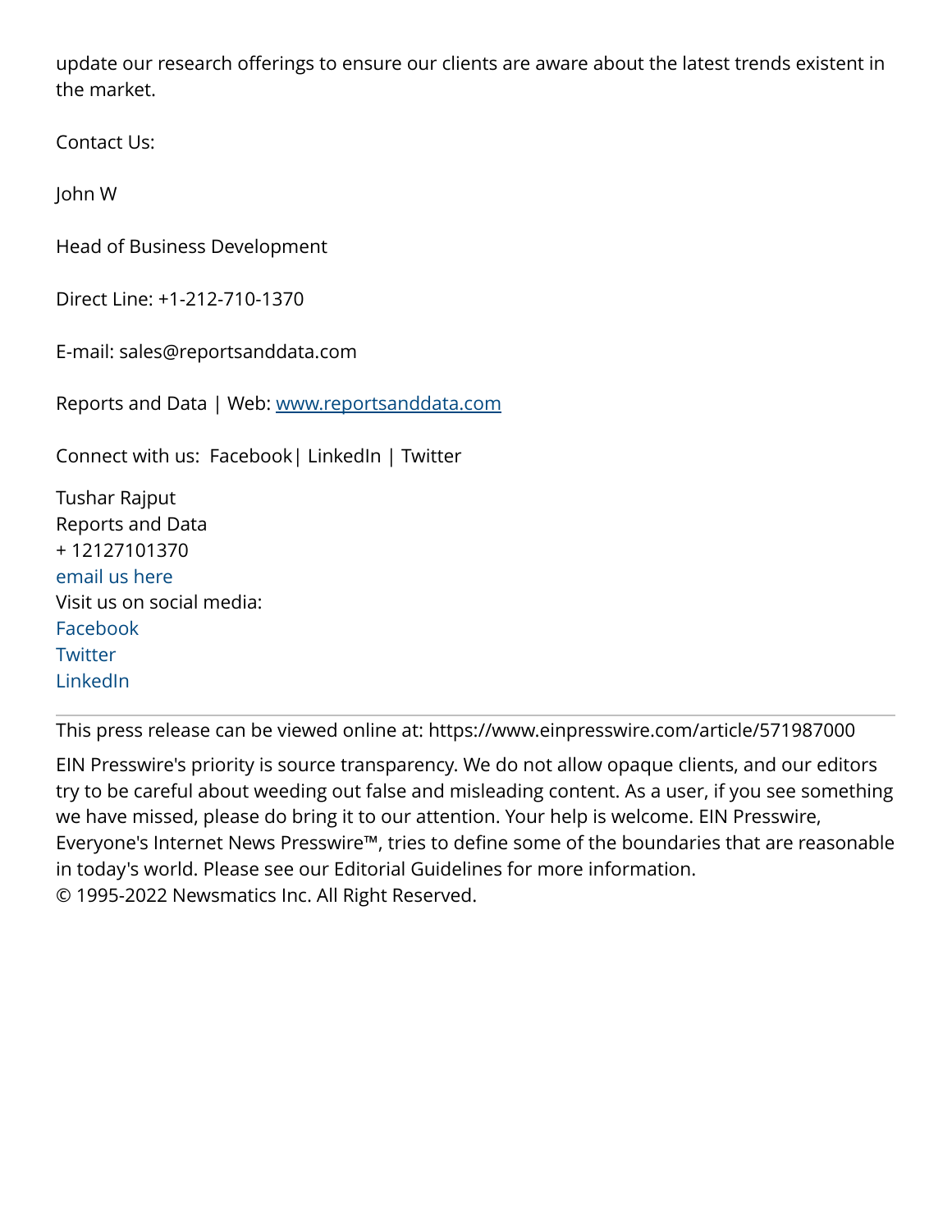update our research offerings to ensure our clients are aware about the latest trends existent in the market.

Contact Us:

John W

Head of Business Development

Direct Line: +1-212-710-1370

E-mail: sales@reportsanddata.com

Reports and Data | Web: [www.reportsanddata.com](www.reportsanddata.com)

Connect with us:  Facebook| LinkedIn | Twitter

Tushar Rajput
Reports and Data
+ 12127101370
email us here
Visit us on social media:
Facebook
Twitter
LinkedIn

---

This press release can be viewed online at: https://www.einpresswire.com/article/571987000

EIN Presswire's priority is source transparency. We do not allow opaque clients, and our editors try to be careful about weeding out false and misleading content. As a user, if you see something we have missed, please do bring it to our attention. Your help is welcome. EIN Presswire, Everyone's Internet News Presswire™, tries to define some of the boundaries that are reasonable in today's world. Please see our Editorial Guidelines for more information.
© 1995-2022 Newsmatics Inc. All Right Reserved.